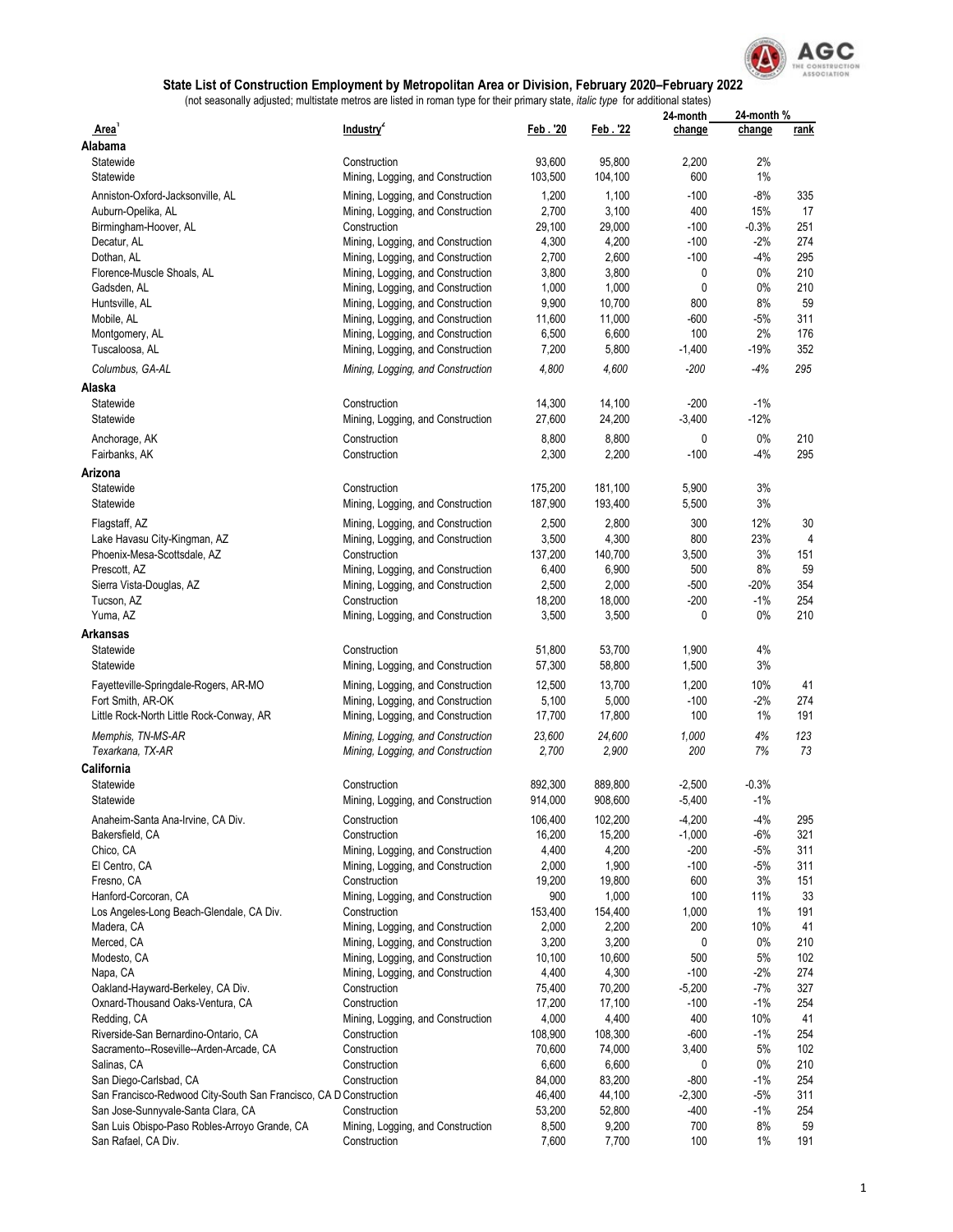# State List of Construction Employment by Metropolitan Area or Division, February 2020–February 2022

(not seasonally adjusted; multistate metros are listed in roman type for their primary state, *italic type* for additional states)

| Area[1] | Industry[2] | Feb . '20 | Feb . '22 | 24-month change | 24-month % change | rank |
|---|---|---|---|---|---|---|
| **Alabama** | | | | | | |
| Statewide | Construction | 93,600 | 95,800 | 2,200 | 2% | |
| Statewide | Mining, Logging, and Construction | 103,500 | 104,100 | 600 | 1% | |
| Anniston-Oxford-Jacksonville, AL | Mining, Logging, and Construction | 1,200 | 1,100 | -100 | -8% | 335 |
| Auburn-Opelika, AL | Mining, Logging, and Construction | 2,700 | 3,100 | 400 | 15% | 17 |
| Birmingham-Hoover, AL | Construction | 29,100 | 29,000 | -100 | -0.3% | 251 |
| Decatur, AL | Mining, Logging, and Construction | 4,300 | 4,200 | -100 | -2% | 274 |
| Dothan, AL | Mining, Logging, and Construction | 2,700 | 2,600 | -100 | -4% | 295 |
| Florence-Muscle Shoals, AL | Mining, Logging, and Construction | 3,800 | 3,800 | 0 | 0% | 210 |
| Gadsden, AL | Mining, Logging, and Construction | 1,000 | 1,000 | 0 | 0% | 210 |
| Huntsville, AL | Mining, Logging, and Construction | 9,900 | 10,700 | 800 | 8% | 59 |
| Mobile, AL | Mining, Logging, and Construction | 11,600 | 11,000 | -600 | -5% | 311 |
| Montgomery, AL | Mining, Logging, and Construction | 6,500 | 6,600 | 100 | 2% | 176 |
| Tuscaloosa, AL | Mining, Logging, and Construction | 7,200 | 5,800 | -1,400 | -19% | 352 |
| *Columbus, GA-AL* | *Mining, Logging, and Construction* | *4,800* | *4,600* | *-200* | *-4%* | *295* |
| **Alaska** | | | | | | |
| Statewide | Construction | 14,300 | 14,100 | -200 | -1% | |
| Statewide | Mining, Logging, and Construction | 27,600 | 24,200 | -3,400 | -12% | |
| Anchorage, AK | Construction | 8,800 | 8,800 | 0 | 0% | 210 |
| Fairbanks, AK | Construction | 2,300 | 2,200 | -100 | -4% | 295 |
| **Arizona** | | | | | | |
| Statewide | Construction | 175,200 | 181,100 | 5,900 | 3% | |
| Statewide | Mining, Logging, and Construction | 187,900 | 193,400 | 5,500 | 3% | |
| Flagstaff, AZ | Mining, Logging, and Construction | 2,500 | 2,800 | 300 | 12% | 30 |
| Lake Havasu City-Kingman, AZ | Mining, Logging, and Construction | 3,500 | 4,300 | 800 | 23% | 4 |
| Phoenix-Mesa-Scottsdale, AZ | Construction | 137,200 | 140,700 | 3,500 | 3% | 151 |
| Prescott, AZ | Mining, Logging, and Construction | 6,400 | 6,900 | 500 | 8% | 59 |
| Sierra Vista-Douglas, AZ | Mining, Logging, and Construction | 2,500 | 2,000 | -500 | -20% | 354 |
| Tucson, AZ | Construction | 18,200 | 18,000 | -200 | -1% | 254 |
| Yuma, AZ | Mining, Logging, and Construction | 3,500 | 3,500 | 0 | 0% | 210 |
| **Arkansas** | | | | | | |
| Statewide | Construction | 51,800 | 53,700 | 1,900 | 4% | |
| Statewide | Mining, Logging, and Construction | 57,300 | 58,800 | 1,500 | 3% | |
| Fayetteville-Springdale-Rogers, AR-MO | Mining, Logging, and Construction | 12,500 | 13,700 | 1,200 | 10% | 41 |
| Fort Smith, AR-OK | Mining, Logging, and Construction | 5,100 | 5,000 | -100 | -2% | 274 |
| Little Rock-North Little Rock-Conway, AR | Mining, Logging, and Construction | 17,700 | 17,800 | 100 | 1% | 191 |
| *Memphis, TN-MS-AR* | *Mining, Logging, and Construction* | *23,600* | *24,600* | *1,000* | *4%* | *123* |
| *Texarkana, TX-AR* | *Mining, Logging, and Construction* | *2,700* | *2,900* | *200* | *7%* | *73* |
| **California** | | | | | | |
| Statewide | Construction | 892,300 | 889,800 | -2,500 | -0.3% | |
| Statewide | Mining, Logging, and Construction | 914,000 | 908,600 | -5,400 | -1% | |
| Anaheim-Santa Ana-Irvine, CA Div. | Construction | 106,400 | 102,200 | -4,200 | -4% | 295 |
| Bakersfield, CA | Construction | 16,200 | 15,200 | -1,000 | -6% | 321 |
| Chico, CA | Mining, Logging, and Construction | 4,400 | 4,200 | -200 | -5% | 311 |
| El Centro, CA | Mining, Logging, and Construction | 2,000 | 1,900 | -100 | -5% | 311 |
| Fresno, CA | Construction | 19,200 | 19,800 | 600 | 3% | 151 |
| Hanford-Corcoran, CA | Mining, Logging, and Construction | 900 | 1,000 | 100 | 11% | 33 |
| Los Angeles-Long Beach-Glendale, CA Div. | Construction | 153,400 | 154,400 | 1,000 | 1% | 191 |
| Madera, CA | Mining, Logging, and Construction | 2,000 | 2,200 | 200 | 10% | 41 |
| Merced, CA | Mining, Logging, and Construction | 3,200 | 3,200 | 0 | 0% | 210 |
| Modesto, CA | Mining, Logging, and Construction | 10,100 | 10,600 | 500 | 5% | 102 |
| Napa, CA | Mining, Logging, and Construction | 4,400 | 4,300 | -100 | -2% | 274 |
| Oakland-Hayward-Berkeley, CA Div. | Construction | 75,400 | 70,200 | -5,200 | -7% | 327 |
| Oxnard-Thousand Oaks-Ventura, CA | Construction | 17,200 | 17,100 | -100 | -1% | 254 |
| Redding, CA | Mining, Logging, and Construction | 4,000 | 4,400 | 400 | 10% | 41 |
| Riverside-San Bernardino-Ontario, CA | Construction | 108,900 | 108,300 | -600 | -1% | 254 |
| Sacramento--Roseville--Arden-Arcade, CA | Construction | 70,600 | 74,000 | 3,400 | 5% | 102 |
| Salinas, CA | Construction | 6,600 | 6,600 | 0 | 0% | 210 |
| San Diego-Carlsbad, CA | Construction | 84,000 | 83,200 | -800 | -1% | 254 |
| San Francisco-Redwood City-South San Francisco, CA D | Construction | 46,400 | 44,100 | -2,300 | -5% | 311 |
| San Jose-Sunnyvale-Santa Clara, CA | Construction | 53,200 | 52,800 | -400 | -1% | 254 |
| San Luis Obispo-Paso Robles-Arroyo Grande, CA | Mining, Logging, and Construction | 8,500 | 9,200 | 700 | 8% | 59 |
| San Rafael, CA Div. | Construction | 7,600 | 7,700 | 100 | 1% | 191 |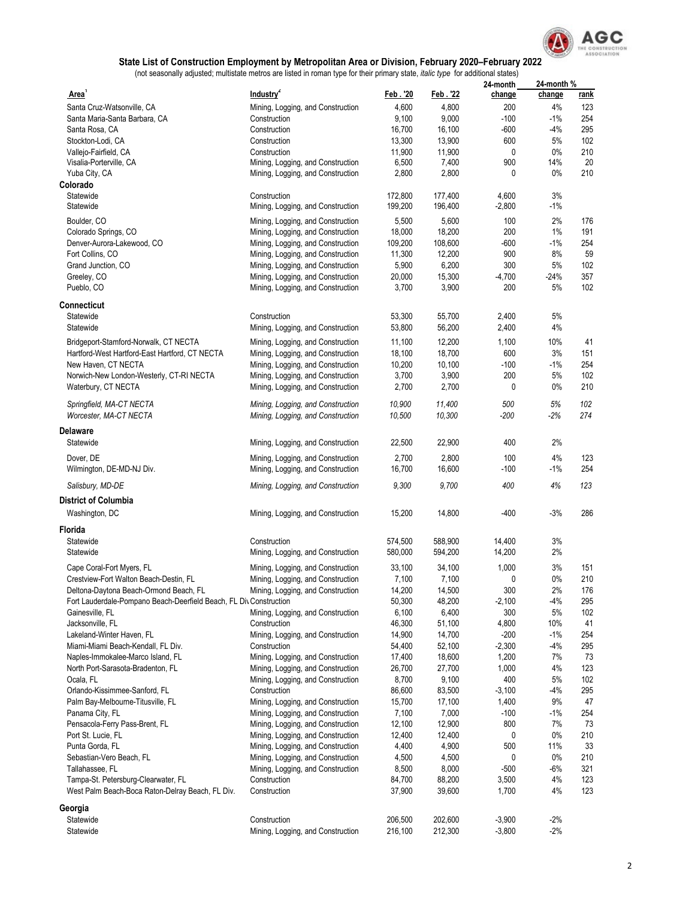## State List of Construction Employment by Metropolitan Area or Division, February 2020–February 2022

(not seasonally adjusted; multistate metros are listed in roman type for their primary state, *italic type* for additional states)

| Area[1] | Industry[2] | Feb . '20 | Feb . '22 | 24-month change | 24-month % change | rank |
|---|---|---|---|---|---|---|
| Santa Cruz-Watsonville, CA | Mining, Logging, and Construction | 4,600 | 4,800 | 200 | 4% | 123 |
| Santa Maria-Santa Barbara, CA | Construction | 9,100 | 9,000 | -100 | -1% | 254 |
| Santa Rosa, CA | Construction | 16,700 | 16,100 | -600 | -4% | 295 |
| Stockton-Lodi, CA | Construction | 13,300 | 13,900 | 600 | 5% | 102 |
| Vallejo-Fairfield, CA | Construction | 11,900 | 11,900 | 0 | 0% | 210 |
| Visalia-Porterville, CA | Mining, Logging, and Construction | 6,500 | 7,400 | 900 | 14% | 20 |
| Yuba City, CA | Mining, Logging, and Construction | 2,800 | 2,800 | 0 | 0% | 210 |
| **Colorado** | | | | | | |
| Statewide | Construction | 172,800 | 177,400 | 4,600 | 3% | |
| Statewide | Mining, Logging, and Construction | 199,200 | 196,400 | -2,800 | -1% | |
| Boulder, CO | Mining, Logging, and Construction | 5,500 | 5,600 | 100 | 2% | 176 |
| Colorado Springs, CO | Mining, Logging, and Construction | 18,000 | 18,200 | 200 | 1% | 191 |
| Denver-Aurora-Lakewood, CO | Mining, Logging, and Construction | 109,200 | 108,600 | -600 | -1% | 254 |
| Fort Collins, CO | Mining, Logging, and Construction | 11,300 | 12,200 | 900 | 8% | 59 |
| Grand Junction, CO | Mining, Logging, and Construction | 5,900 | 6,200 | 300 | 5% | 102 |
| Greeley, CO | Mining, Logging, and Construction | 20,000 | 15,300 | -4,700 | -24% | 357 |
| Pueblo, CO | Mining, Logging, and Construction | 3,700 | 3,900 | 200 | 5% | 102 |
| **Connecticut** | | | | | | |
| Statewide | Construction | 53,300 | 55,700 | 2,400 | 5% | |
| Statewide | Mining, Logging, and Construction | 53,800 | 56,200 | 2,400 | 4% | |
| Bridgeport-Stamford-Norwalk, CT NECTA | Mining, Logging, and Construction | 11,100 | 12,200 | 1,100 | 10% | 41 |
| Hartford-West Hartford-East Hartford, CT NECTA | Mining, Logging, and Construction | 18,100 | 18,700 | 600 | 3% | 151 |
| New Haven, CT NECTA | Mining, Logging, and Construction | 10,200 | 10,100 | -100 | -1% | 254 |
| Norwich-New London-Westerly, CT-RI NECTA | Mining, Logging, and Construction | 3,700 | 3,900 | 200 | 5% | 102 |
| Waterbury, CT NECTA | Mining, Logging, and Construction | 2,700 | 2,700 | 0 | 0% | 210 |
| *Springfield, MA-CT NECTA* | *Mining, Logging, and Construction* | *10,900* | *11,400* | *500* | *5%* | *102* |
| *Worcester, MA-CT NECTA* | *Mining, Logging, and Construction* | *10,500* | *10,300* | *-200* | *-2%* | *274* |
| **Delaware** | | | | | | |
| Statewide | Mining, Logging, and Construction | 22,500 | 22,900 | 400 | 2% | |
| Dover, DE | Mining, Logging, and Construction | 2,700 | 2,800 | 100 | 4% | 123 |
| Wilmington, DE-MD-NJ Div. | Mining, Logging, and Construction | 16,700 | 16,600 | -100 | -1% | 254 |
| *Salisbury, MD-DE* | *Mining, Logging, and Construction* | *9,300* | *9,700* | *400* | *4%* | *123* |
| **District of Columbia** | | | | | | |
| Washington, DC | Mining, Logging, and Construction | 15,200 | 14,800 | -400 | -3% | 286 |
| **Florida** | | | | | | |
| Statewide | Construction | 574,500 | 588,900 | 14,400 | 3% | |
| Statewide | Mining, Logging, and Construction | 580,000 | 594,200 | 14,200 | 2% | |
| Cape Coral-Fort Myers, FL | Mining, Logging, and Construction | 33,100 | 34,100 | 1,000 | 3% | 151 |
| Crestview-Fort Walton Beach-Destin, FL | Mining, Logging, and Construction | 7,100 | 7,100 | 0 | 0% | 210 |
| Deltona-Daytona Beach-Ormond Beach, FL | Mining, Logging, and Construction | 14,200 | 14,500 | 300 | 2% | 176 |
| Fort Lauderdale-Pompano Beach-Deerfield Beach, FL Div | Construction | 50,300 | 48,200 | -2,100 | -4% | 295 |
| Gainesville, FL | Mining, Logging, and Construction | 6,100 | 6,400 | 300 | 5% | 102 |
| Jacksonville, FL | Construction | 46,300 | 51,100 | 4,800 | 10% | 41 |
| Lakeland-Winter Haven, FL | Mining, Logging, and Construction | 14,900 | 14,700 | -200 | -1% | 254 |
| Miami-Miami Beach-Kendall, FL Div. | Construction | 54,400 | 52,100 | -2,300 | -4% | 295 |
| Naples-Immokalee-Marco Island, FL | Mining, Logging, and Construction | 17,400 | 18,600 | 1,200 | 7% | 73 |
| North Port-Sarasota-Bradenton, FL | Mining, Logging, and Construction | 26,700 | 27,700 | 1,000 | 4% | 123 |
| Ocala, FL | Mining, Logging, and Construction | 8,700 | 9,100 | 400 | 5% | 102 |
| Orlando-Kissimmee-Sanford, FL | Construction | 86,600 | 83,500 | -3,100 | -4% | 295 |
| Palm Bay-Melbourne-Titusville, FL | Mining, Logging, and Construction | 15,700 | 17,100 | 1,400 | 9% | 47 |
| Panama City, FL | Mining, Logging, and Construction | 7,100 | 7,000 | -100 | -1% | 254 |
| Pensacola-Ferry Pass-Brent, FL | Mining, Logging, and Construction | 12,100 | 12,900 | 800 | 7% | 73 |
| Port St. Lucie, FL | Mining, Logging, and Construction | 12,400 | 12,400 | 0 | 0% | 210 |
| Punta Gorda, FL | Mining, Logging, and Construction | 4,400 | 4,900 | 500 | 11% | 33 |
| Sebastian-Vero Beach, FL | Mining, Logging, and Construction | 4,500 | 4,500 | 0 | 0% | 210 |
| Tallahassee, FL | Mining, Logging, and Construction | 8,500 | 8,000 | -500 | -6% | 321 |
| Tampa-St. Petersburg-Clearwater, FL | Construction | 84,700 | 88,200 | 3,500 | 4% | 123 |
| West Palm Beach-Boca Raton-Delray Beach, FL Div. | Construction | 37,900 | 39,600 | 1,700 | 4% | 123 |
| **Georgia** | | | | | | |
| Statewide | Construction | 206,500 | 202,600 | -3,900 | -2% | |
| Statewide | Mining, Logging, and Construction | 216,100 | 212,300 | -3,800 | -2% | |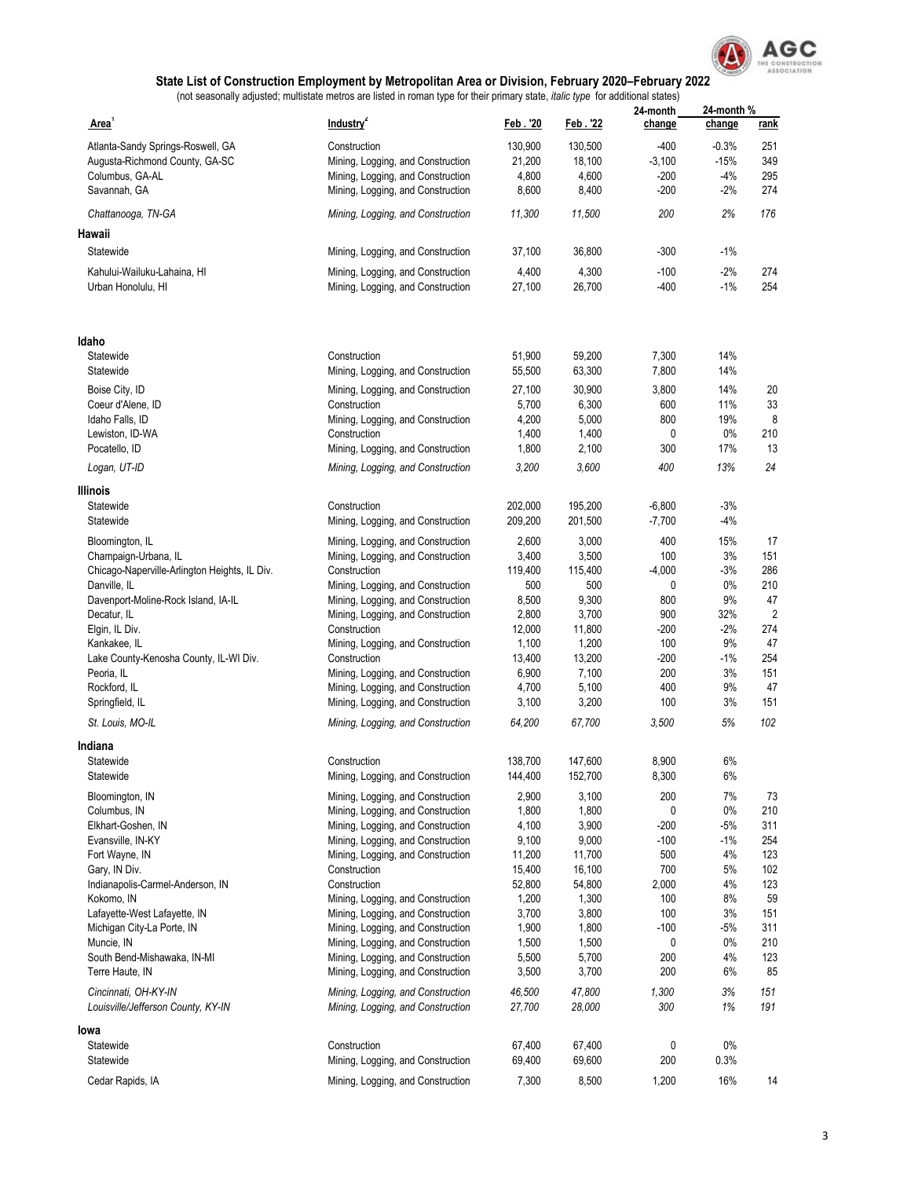# State List of Construction Employment by Metropolitan Area or Division, February 2020–February 2022

(not seasonally adjusted; multistate metros are listed in roman type for their primary state, *italic type* for additional states)

| Area[1] | Industry[2] | Feb . '20 | Feb . '22 | 24-month change | 24-month % change | rank |
|---|---|---|---|---|---|---|
| Atlanta-Sandy Springs-Roswell, GA | Construction | 130,900 | 130,500 | -400 | -0.3% | 251 |
| Augusta-Richmond County, GA-SC | Mining, Logging, and Construction | 21,200 | 18,100 | -3,100 | -15% | 349 |
| Columbus, GA-AL | Mining, Logging, and Construction | 4,800 | 4,600 | -200 | -4% | 295 |
| Savannah, GA | Mining, Logging, and Construction | 8,600 | 8,400 | -200 | -2% | 274 |
| *Chattanooga, TN-GA* | *Mining, Logging, and Construction* | *11,300* | *11,500* | *200* | *2%* | *176* |
| **Hawaii** | | | | | | |
| Statewide | Mining, Logging, and Construction | 37,100 | 36,800 | -300 | -1% | |
| Kahului-Wailuku-Lahaina, HI | Mining, Logging, and Construction | 4,400 | 4,300 | -100 | -2% | 274 |
| Urban Honolulu, HI | Mining, Logging, and Construction | 27,100 | 26,700 | -400 | -1% | 254 |
| **Idaho** | | | | | | |
| Statewide | Construction | 51,900 | 59,200 | 7,300 | 14% | |
| Statewide | Mining, Logging, and Construction | 55,500 | 63,300 | 7,800 | 14% | |
| Boise City, ID | Mining, Logging, and Construction | 27,100 | 30,900 | 3,800 | 14% | 20 |
| Coeur d'Alene, ID | Construction | 5,700 | 6,300 | 600 | 11% | 33 |
| Idaho Falls, ID | Mining, Logging, and Construction | 4,200 | 5,000 | 800 | 19% | 8 |
| Lewiston, ID-WA | Construction | 1,400 | 1,400 | 0 | 0% | 210 |
| Pocatello, ID | Mining, Logging, and Construction | 1,800 | 2,100 | 300 | 17% | 13 |
| *Logan, UT-ID* | *Mining, Logging, and Construction* | *3,200* | *3,600* | *400* | *13%* | *24* |
| **Illinois** | | | | | | |
| Statewide | Construction | 202,000 | 195,200 | -6,800 | -3% | |
| Statewide | Mining, Logging, and Construction | 209,200 | 201,500 | -7,700 | -4% | |
| Bloomington, IL | Mining, Logging, and Construction | 2,600 | 3,000 | 400 | 15% | 17 |
| Champaign-Urbana, IL | Mining, Logging, and Construction | 3,400 | 3,500 | 100 | 3% | 151 |
| Chicago-Naperville-Arlington Heights, IL Div. | Construction | 119,400 | 115,400 | -4,000 | -3% | 286 |
| Danville, IL | Mining, Logging, and Construction | 500 | 500 | 0 | 0% | 210 |
| Davenport-Moline-Rock Island, IA-IL | Mining, Logging, and Construction | 8,500 | 9,300 | 800 | 9% | 47 |
| Decatur, IL | Mining, Logging, and Construction | 2,800 | 3,700 | 900 | 32% | 2 |
| Elgin, IL Div. | Construction | 12,000 | 11,800 | -200 | -2% | 274 |
| Kankakee, IL | Mining, Logging, and Construction | 1,100 | 1,200 | 100 | 9% | 47 |
| Lake County-Kenosha County, IL-WI Div. | Construction | 13,400 | 13,200 | -200 | -1% | 254 |
| Peoria, IL | Mining, Logging, and Construction | 6,900 | 7,100 | 200 | 3% | 151 |
| Rockford, IL | Mining, Logging, and Construction | 4,700 | 5,100 | 400 | 9% | 47 |
| Springfield, IL | Mining, Logging, and Construction | 3,100 | 3,200 | 100 | 3% | 151 |
| *St. Louis, MO-IL* | *Mining, Logging, and Construction* | *64,200* | *67,700* | *3,500* | *5%* | *102* |
| **Indiana** | | | | | | |
| Statewide | Construction | 138,700 | 147,600 | 8,900 | 6% | |
| Statewide | Mining, Logging, and Construction | 144,400 | 152,700 | 8,300 | 6% | |
| Bloomington, IN | Mining, Logging, and Construction | 2,900 | 3,100 | 200 | 7% | 73 |
| Columbus, IN | Mining, Logging, and Construction | 1,800 | 1,800 | 0 | 0% | 210 |
| Elkhart-Goshen, IN | Mining, Logging, and Construction | 4,100 | 3,900 | -200 | -5% | 311 |
| Evansville, IN-KY | Mining, Logging, and Construction | 9,100 | 9,000 | -100 | -1% | 254 |
| Fort Wayne, IN | Mining, Logging, and Construction | 11,200 | 11,700 | 500 | 4% | 123 |
| Gary, IN Div. | Construction | 15,400 | 16,100 | 700 | 5% | 102 |
| Indianapolis-Carmel-Anderson, IN | Construction | 52,800 | 54,800 | 2,000 | 4% | 123 |
| Kokomo, IN | Mining, Logging, and Construction | 1,200 | 1,300 | 100 | 8% | 59 |
| Lafayette-West Lafayette, IN | Mining, Logging, and Construction | 3,700 | 3,800 | 100 | 3% | 151 |
| Michigan City-La Porte, IN | Mining, Logging, and Construction | 1,900 | 1,800 | -100 | -5% | 311 |
| Muncie, IN | Mining, Logging, and Construction | 1,500 | 1,500 | 0 | 0% | 210 |
| South Bend-Mishawaka, IN-MI | Mining, Logging, and Construction | 5,500 | 5,700 | 200 | 4% | 123 |
| Terre Haute, IN | Mining, Logging, and Construction | 3,500 | 3,700 | 200 | 6% | 85 |
| *Cincinnati, OH-KY-IN* | *Mining, Logging, and Construction* | *46,500* | *47,800* | *1,300* | *3%* | *151* |
| *Louisville/Jefferson County, KY-IN* | *Mining, Logging, and Construction* | *27,700* | *28,000* | *300* | *1%* | *191* |
| **Iowa** | | | | | | |
| Statewide | Construction | 67,400 | 67,400 | 0 | 0% | |
| Statewide | Mining, Logging, and Construction | 69,400 | 69,600 | 200 | 0.3% | |
| Cedar Rapids, IA | Mining, Logging, and Construction | 7,300 | 8,500 | 1,200 | 16% | 14 |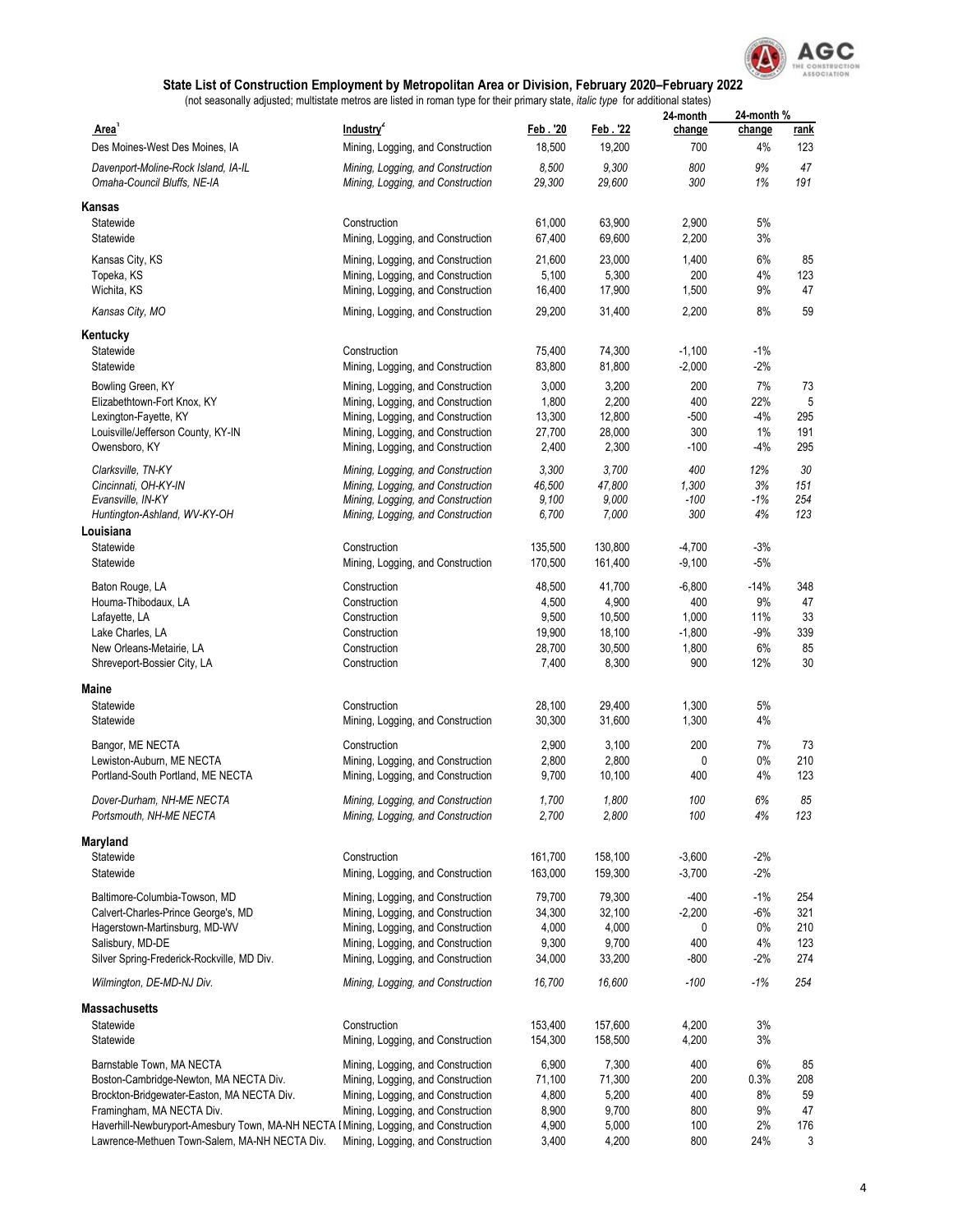**State List of Construction Employment by Metropolitan Area or Division, February 2020–February 2022**

(not seasonally adjusted; multistate metros are listed in roman type for their primary state, *italic type* for additional states)

| Area[1] | Industry[2] | Feb . '20 | Feb . '22 | 24-month change | 24-month % change | rank |
|---|---|---|---|---|---|---|
| Des Moines-West Des Moines, IA | Mining, Logging, and Construction | 18,500 | 19,200 | 700 | 4% | 123 |
| *Davenport-Moline-Rock Island, IA-IL* | *Mining, Logging, and Construction* | *8,500* | *9,300* | *800* | *9%* | *47* |
| *Omaha-Council Bluffs, NE-IA* | *Mining, Logging, and Construction* | *29,300* | *29,600* | *300* | *1%* | *191* |
| **Kansas** | | | | | | |
| Statewide | Construction | 61,000 | 63,900 | 2,900 | 5% | |
| Statewide | Mining, Logging, and Construction | 67,400 | 69,600 | 2,200 | 3% | |
| Kansas City, KS | Mining, Logging, and Construction | 21,600 | 23,000 | 1,400 | 6% | 85 |
| Topeka, KS | Mining, Logging, and Construction | 5,100 | 5,300 | 200 | 4% | 123 |
| Wichita, KS | Mining, Logging, and Construction | 16,400 | 17,900 | 1,500 | 9% | 47 |
| *Kansas City, MO* | *Mining, Logging, and Construction* | *29,200* | *31,400* | *2,200* | *8%* | *59* |
| **Kentucky** | | | | | | |
| Statewide | Construction | 75,400 | 74,300 | -1,100 | -1% | |
| Statewide | Mining, Logging, and Construction | 83,800 | 81,800 | -2,000 | -2% | |
| Bowling Green, KY | Mining, Logging, and Construction | 3,000 | 3,200 | 200 | 7% | 73 |
| Elizabethtown-Fort Knox, KY | Mining, Logging, and Construction | 1,800 | 2,200 | 400 | 22% | 5 |
| Lexington-Fayette, KY | Mining, Logging, and Construction | 13,300 | 12,800 | -500 | -4% | 295 |
| Louisville/Jefferson County, KY-IN | Mining, Logging, and Construction | 27,700 | 28,000 | 300 | 1% | 191 |
| Owensboro, KY | Mining, Logging, and Construction | 2,400 | 2,300 | -100 | -4% | 295 |
| *Clarksville, TN-KY* | *Mining, Logging, and Construction* | *3,300* | *3,700* | *400* | *12%* | *30* |
| *Cincinnati, OH-KY-IN* | *Mining, Logging, and Construction* | *46,500* | *47,800* | *1,300* | *3%* | *151* |
| *Evansville, IN-KY* | *Mining, Logging, and Construction* | *9,100* | *9,000* | *-100* | *-1%* | *254* |
| *Huntington-Ashland, WV-KY-OH* | *Mining, Logging, and Construction* | *6,700* | *7,000* | *300* | *4%* | *123* |
| **Louisiana** | | | | | | |
| Statewide | Construction | 135,500 | 130,800 | -4,700 | -3% | |
| Statewide | Mining, Logging, and Construction | 170,500 | 161,400 | -9,100 | -5% | |
| Baton Rouge, LA | Construction | 48,500 | 41,700 | -6,800 | -14% | 348 |
| Houma-Thibodaux, LA | Construction | 4,500 | 4,900 | 400 | 9% | 47 |
| Lafayette, LA | Construction | 9,500 | 10,500 | 1,000 | 11% | 33 |
| Lake Charles, LA | Construction | 19,900 | 18,100 | -1,800 | -9% | 339 |
| New Orleans-Metairie, LA | Construction | 28,700 | 30,500 | 1,800 | 6% | 85 |
| Shreveport-Bossier City, LA | Construction | 7,400 | 8,300 | 900 | 12% | 30 |
| **Maine** | | | | | | |
| Statewide | Construction | 28,100 | 29,400 | 1,300 | 5% | |
| Statewide | Mining, Logging, and Construction | 30,300 | 31,600 | 1,300 | 4% | |
| Bangor, ME NECTA | Construction | 2,900 | 3,100 | 200 | 7% | 73 |
| Lewiston-Auburn, ME NECTA | Mining, Logging, and Construction | 2,800 | 2,800 | 0 | 0% | 210 |
| Portland-South Portland, ME NECTA | Mining, Logging, and Construction | 9,700 | 10,100 | 400 | 4% | 123 |
| *Dover-Durham, NH-ME NECTA* | *Mining, Logging, and Construction* | *1,700* | *1,800* | *100* | *6%* | *85* |
| *Portsmouth, NH-ME NECTA* | *Mining, Logging, and Construction* | *2,700* | *2,800* | *100* | *4%* | *123* |
| **Maryland** | | | | | | |
| Statewide | Construction | 161,700 | 158,100 | -3,600 | -2% | |
| Statewide | Mining, Logging, and Construction | 163,000 | 159,300 | -3,700 | -2% | |
| Baltimore-Columbia-Towson, MD | Mining, Logging, and Construction | 79,700 | 79,300 | -400 | -1% | 254 |
| Calvert-Charles-Prince George's, MD | Mining, Logging, and Construction | 34,300 | 32,100 | -2,200 | -6% | 321 |
| Hagerstown-Martinsburg, MD-WV | Mining, Logging, and Construction | 4,000 | 4,000 | 0 | 0% | 210 |
| Salisbury, MD-DE | Mining, Logging, and Construction | 9,300 | 9,700 | 400 | 4% | 123 |
| Silver Spring-Frederick-Rockville, MD Div. | Mining, Logging, and Construction | 34,000 | 33,200 | -800 | -2% | 274 |
| *Wilmington, DE-MD-NJ Div.* | *Mining, Logging, and Construction* | *16,700* | *16,600* | *-100* | *-1%* | *254* |
| **Massachusetts** | | | | | | |
| Statewide | Construction | 153,400 | 157,600 | 4,200 | 3% | |
| Statewide | Mining, Logging, and Construction | 154,300 | 158,500 | 4,200 | 3% | |
| Barnstable Town, MA NECTA | Mining, Logging, and Construction | 6,900 | 7,300 | 400 | 6% | 85 |
| Boston-Cambridge-Newton, MA NECTA Div. | Mining, Logging, and Construction | 71,100 | 71,300 | 200 | 0.3% | 208 |
| Brockton-Bridgewater-Easton, MA NECTA Div. | Mining, Logging, and Construction | 4,800 | 5,200 | 400 | 8% | 59 |
| Framingham, MA NECTA Div. | Mining, Logging, and Construction | 8,900 | 9,700 | 800 | 9% | 47 |
| Haverhill-Newburyport-Amesbury Town, MA-NH NECTA [ | Mining, Logging, and Construction | 4,900 | 5,000 | 100 | 2% | 176 |
| Lawrence-Methuen Town-Salem, MA-NH NECTA Div. | Mining, Logging, and Construction | 3,400 | 4,200 | 800 | 24% | 3 |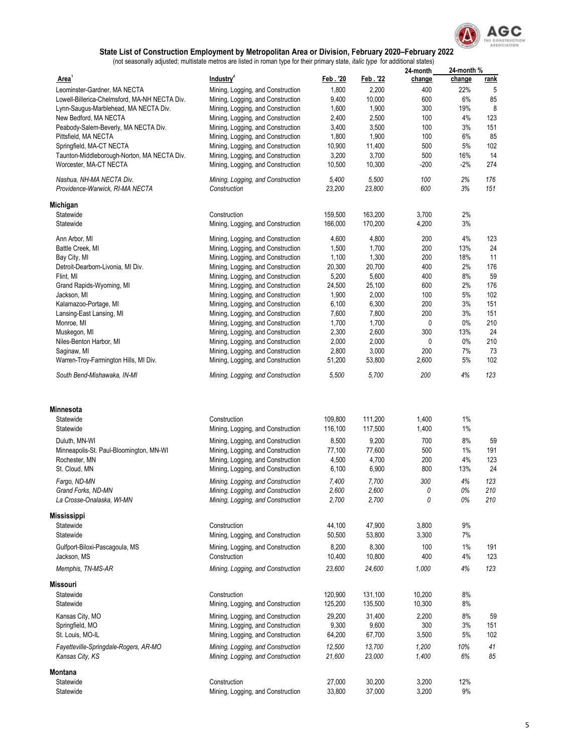## State List of Construction Employment by Metropolitan Area or Division, February 2020–February 2022

(not seasonally adjusted; multistate metros are listed in roman type for their primary state, *italic type* for additional states)

| Area[1] | Industry[2] | Feb . '20 | Feb . '22 | 24-month change | 24-month % change | rank |
|---|---|---|---|---|---|---|
| Leominster-Gardner, MA NECTA | Mining, Logging, and Construction | 1,800 | 2,200 | 400 | 22% | 5 |
| Lowell-Billerica-Chelmsford, MA-NH NECTA Div. | Mining, Logging, and Construction | 9,400 | 10,000 | 600 | 6% | 85 |
| Lynn-Saugus-Marblehead, MA NECTA Div. | Mining, Logging, and Construction | 1,600 | 1,900 | 300 | 19% | 8 |
| New Bedford, MA NECTA | Mining, Logging, and Construction | 2,400 | 2,500 | 100 | 4% | 123 |
| Peabody-Salem-Beverly, MA NECTA Div. | Mining, Logging, and Construction | 3,400 | 3,500 | 100 | 3% | 151 |
| Pittsfield, MA NECTA | Mining, Logging, and Construction | 1,800 | 1,900 | 100 | 6% | 85 |
| Springfield, MA-CT NECTA | Mining, Logging, and Construction | 10,900 | 11,400 | 500 | 5% | 102 |
| Taunton-Middleborough-Norton, MA NECTA Div. | Mining, Logging, and Construction | 3,200 | 3,700 | 500 | 16% | 14 |
| Worcester, MA-CT NECTA | Mining, Logging, and Construction | 10,500 | 10,300 | -200 | -2% | 274 |
| *Nashua, NH-MA NECTA Div.* | *Mining, Logging, and Construction* | *5,400* | *5,500* | *100* | *2%* | *176* |
| *Providence-Warwick, RI-MA NECTA* | *Construction* | *23,200* | *23,800* | *600* | *3%* | *151* |
| **Michigan** | | | | | | |
| Statewide | Construction | 159,500 | 163,200 | 3,700 | 2% | |
| Statewide | Mining, Logging, and Construction | 166,000 | 170,200 | 4,200 | 3% | |
| Ann Arbor, MI | Mining, Logging, and Construction | 4,600 | 4,800 | 200 | 4% | 123 |
| Battle Creek, MI | Mining, Logging, and Construction | 1,500 | 1,700 | 200 | 13% | 24 |
| Bay City, MI | Mining, Logging, and Construction | 1,100 | 1,300 | 200 | 18% | 11 |
| Detroit-Dearborn-Livonia, MI Div. | Mining, Logging, and Construction | 20,300 | 20,700 | 400 | 2% | 176 |
| Flint, MI | Mining, Logging, and Construction | 5,200 | 5,600 | 400 | 8% | 59 |
| Grand Rapids-Wyoming, MI | Mining, Logging, and Construction | 24,500 | 25,100 | 600 | 2% | 176 |
| Jackson, MI | Mining, Logging, and Construction | 1,900 | 2,000 | 100 | 5% | 102 |
| Kalamazoo-Portage, MI | Mining, Logging, and Construction | 6,100 | 6,300 | 200 | 3% | 151 |
| Lansing-East Lansing, MI | Mining, Logging, and Construction | 7,600 | 7,800 | 200 | 3% | 151 |
| Monroe, MI | Mining, Logging, and Construction | 1,700 | 1,700 | 0 | 0% | 210 |
| Muskegon, MI | Mining, Logging, and Construction | 2,300 | 2,600 | 300 | 13% | 24 |
| Niles-Benton Harbor, MI | Mining, Logging, and Construction | 2,000 | 2,000 | 0 | 0% | 210 |
| Saginaw, MI | Mining, Logging, and Construction | 2,800 | 3,000 | 200 | 7% | 73 |
| Warren-Troy-Farmington Hills, MI Div. | Mining, Logging, and Construction | 51,200 | 53,800 | 2,600 | 5% | 102 |
| *South Bend-Mishawaka, IN-MI* | *Mining, Logging, and Construction* | *5,500* | *5,700* | *200* | *4%* | *123* |
| **Minnesota** | | | | | | |
| Statewide | Construction | 109,800 | 111,200 | 1,400 | 1% | |
| Statewide | Mining, Logging, and Construction | 116,100 | 117,500 | 1,400 | 1% | |
| Duluth, MN-WI | Mining, Logging, and Construction | 8,500 | 9,200 | 700 | 8% | 59 |
| Minneapolis-St. Paul-Bloomington, MN-WI | Mining, Logging, and Construction | 77,100 | 77,600 | 500 | 1% | 191 |
| Rochester, MN | Mining, Logging, and Construction | 4,500 | 4,700 | 200 | 4% | 123 |
| St. Cloud, MN | Mining, Logging, and Construction | 6,100 | 6,900 | 800 | 13% | 24 |
| *Fargo, ND-MN* | *Mining, Logging, and Construction* | *7,400* | *7,700* | *300* | *4%* | *123* |
| *Grand Forks, ND-MN* | *Mining, Logging, and Construction* | *2,600* | *2,600* | *0* | *0%* | *210* |
| *La Crosse-Onalaska, WI-MN* | *Mining, Logging, and Construction* | *2,700* | *2,700* | *0* | *0%* | *210* |
| **Mississippi** | | | | | | |
| Statewide | Construction | 44,100 | 47,900 | 3,800 | 9% | |
| Statewide | Mining, Logging, and Construction | 50,500 | 53,800 | 3,300 | 7% | |
| Gulfport-Biloxi-Pascagoula, MS | Mining, Logging, and Construction | 8,200 | 8,300 | 100 | 1% | 191 |
| Jackson, MS | Construction | 10,400 | 10,800 | 400 | 4% | 123 |
| *Memphis, TN-MS-AR* | *Mining, Logging, and Construction* | *23,600* | *24,600* | *1,000* | *4%* | *123* |
| **Missouri** | | | | | | |
| Statewide | Construction | 120,900 | 131,100 | 10,200 | 8% | |
| Statewide | Mining, Logging, and Construction | 125,200 | 135,500 | 10,300 | 8% | |
| Kansas City, MO | Mining, Logging, and Construction | 29,200 | 31,400 | 2,200 | 8% | 59 |
| Springfield, MO | Mining, Logging, and Construction | 9,300 | 9,600 | 300 | 3% | 151 |
| St. Louis, MO-IL | Mining, Logging, and Construction | 64,200 | 67,700 | 3,500 | 5% | 102 |
| *Fayetteville-Springdale-Rogers, AR-MO* | *Mining, Logging, and Construction* | *12,500* | *13,700* | *1,200* | *10%* | *41* |
| *Kansas City, KS* | *Mining, Logging, and Construction* | *21,600* | *23,000* | *1,400* | *6%* | *85* |
| **Montana** | | | | | | |
| Statewide | Construction | 27,000 | 30,200 | 3,200 | 12% | |
| Statewide | Mining, Logging, and Construction | 33,800 | 37,000 | 3,200 | 9% | |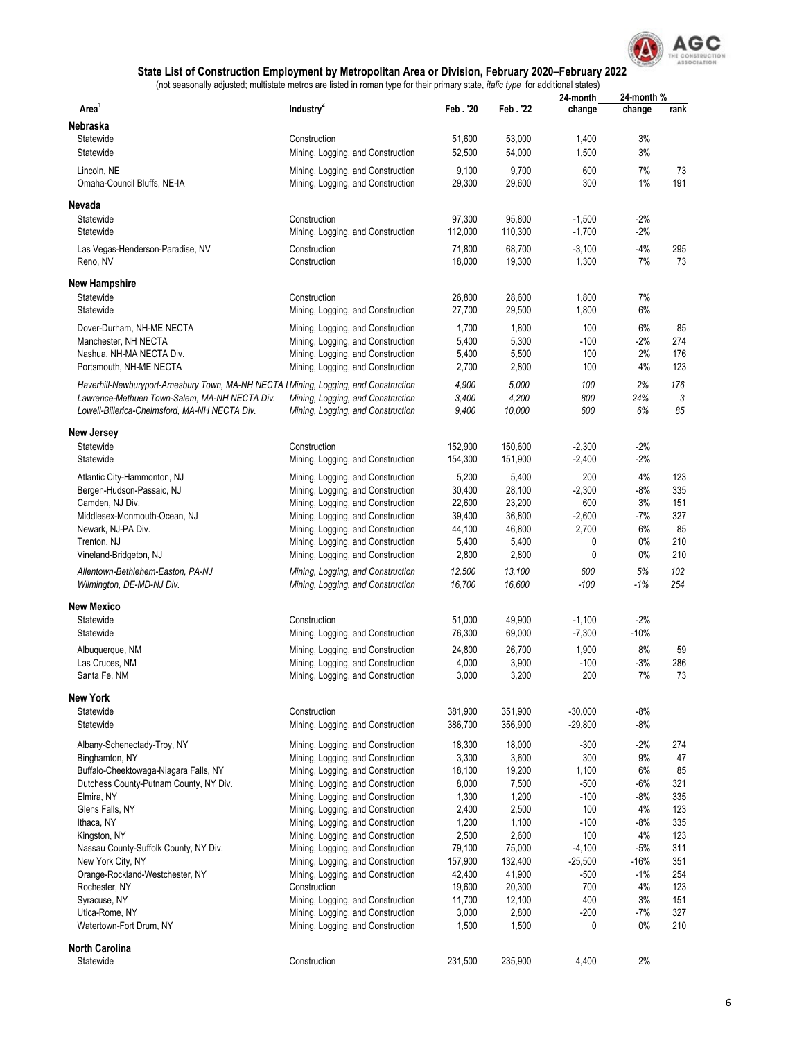## State List of Construction Employment by Metropolitan Area or Division, February 2020–February 2022

(not seasonally adjusted; multistate metros are listed in roman type for their primary state, *italic type* for additional states)

| Area[1] | Industry[2] | Feb . '20 | Feb . '22 | 24-month change | 24-month % change | rank |
|---|---|---|---|---|---|---|
| **Nebraska** | | | | | | |
| Statewide | Construction | 51,600 | 53,000 | 1,400 | 3% | |
| Statewide | Mining, Logging, and Construction | 52,500 | 54,000 | 1,500 | 3% | |
| Lincoln, NE | Mining, Logging, and Construction | 9,100 | 9,700 | 600 | 7% | 73 |
| Omaha-Council Bluffs, NE-IA | Mining, Logging, and Construction | 29,300 | 29,600 | 300 | 1% | 191 |
| **Nevada** | | | | | | |
| Statewide | Construction | 97,300 | 95,800 | -1,500 | -2% | |
| Statewide | Mining, Logging, and Construction | 112,000 | 110,300 | -1,700 | -2% | |
| Las Vegas-Henderson-Paradise, NV | Construction | 71,800 | 68,700 | -3,100 | -4% | 295 |
| Reno, NV | Construction | 18,000 | 19,300 | 1,300 | 7% | 73 |
| **New Hampshire** | | | | | | |
| Statewide | Construction | 26,800 | 28,600 | 1,800 | 7% | |
| Statewide | Mining, Logging, and Construction | 27,700 | 29,500 | 1,800 | 6% | |
| Dover-Durham, NH-ME NECTA | Mining, Logging, and Construction | 1,700 | 1,800 | 100 | 6% | 85 |
| Manchester, NH NECTA | Mining, Logging, and Construction | 5,400 | 5,300 | -100 | -2% | 274 |
| Nashua, NH-MA NECTA Div. | Mining, Logging, and Construction | 5,400 | 5,500 | 100 | 2% | 176 |
| Portsmouth, NH-ME NECTA | Mining, Logging, and Construction | 2,700 | 2,800 | 100 | 4% | 123 |
| *Haverhill-Newburyport-Amesbury Town, MA-NH NECTA Div.* | *Mining, Logging, and Construction* | *4,900* | *5,000* | *100* | *2%* | *176* |
| *Lawrence-Methuen Town-Salem, MA-NH NECTA Div.* | *Mining, Logging, and Construction* | *3,400* | *4,200* | *800* | *24%* | *3* |
| *Lowell-Billerica-Chelmsford, MA-NH NECTA Div.* | *Mining, Logging, and Construction* | *9,400* | *10,000* | *600* | *6%* | *85* |
| **New Jersey** | | | | | | |
| Statewide | Construction | 152,900 | 150,600 | -2,300 | -2% | |
| Statewide | Mining, Logging, and Construction | 154,300 | 151,900 | -2,400 | -2% | |
| Atlantic City-Hammonton, NJ | Mining, Logging, and Construction | 5,200 | 5,400 | 200 | 4% | 123 |
| Bergen-Hudson-Passaic, NJ | Mining, Logging, and Construction | 30,400 | 28,100 | -2,300 | -8% | 335 |
| Camden, NJ Div. | Mining, Logging, and Construction | 22,600 | 23,200 | 600 | 3% | 151 |
| Middlesex-Monmouth-Ocean, NJ | Mining, Logging, and Construction | 39,400 | 36,800 | -2,600 | -7% | 327 |
| Newark, NJ-PA Div. | Mining, Logging, and Construction | 44,100 | 46,800 | 2,700 | 6% | 85 |
| Trenton, NJ | Mining, Logging, and Construction | 5,400 | 5,400 | 0 | 0% | 210 |
| Vineland-Bridgeton, NJ | Mining, Logging, and Construction | 2,800 | 2,800 | 0 | 0% | 210 |
| *Allentown-Bethlehem-Easton, PA-NJ* | *Mining, Logging, and Construction* | *12,500* | *13,100* | *600* | *5%* | *102* |
| *Wilmington, DE-MD-NJ Div.* | *Mining, Logging, and Construction* | *16,700* | *16,600* | *-100* | *-1%* | *254* |
| **New Mexico** | | | | | | |
| Statewide | Construction | 51,000 | 49,900 | -1,100 | -2% | |
| Statewide | Mining, Logging, and Construction | 76,300 | 69,000 | -7,300 | -10% | |
| Albuquerque, NM | Mining, Logging, and Construction | 24,800 | 26,700 | 1,900 | 8% | 59 |
| Las Cruces, NM | Mining, Logging, and Construction | 4,000 | 3,900 | -100 | -3% | 286 |
| Santa Fe, NM | Mining, Logging, and Construction | 3,000 | 3,200 | 200 | 7% | 73 |
| **New York** | | | | | | |
| Statewide | Construction | 381,900 | 351,900 | -30,000 | -8% | |
| Statewide | Mining, Logging, and Construction | 386,700 | 356,900 | -29,800 | -8% | |
| Albany-Schenectady-Troy, NY | Mining, Logging, and Construction | 18,300 | 18,000 | -300 | -2% | 274 |
| Binghamton, NY | Mining, Logging, and Construction | 3,300 | 3,600 | 300 | 9% | 47 |
| Buffalo-Cheektowaga-Niagara Falls, NY | Mining, Logging, and Construction | 18,100 | 19,200 | 1,100 | 6% | 85 |
| Dutchess County-Putnam County, NY Div. | Mining, Logging, and Construction | 8,000 | 7,500 | -500 | -6% | 321 |
| Elmira, NY | Mining, Logging, and Construction | 1,300 | 1,200 | -100 | -8% | 335 |
| Glens Falls, NY | Mining, Logging, and Construction | 2,400 | 2,500 | 100 | 4% | 123 |
| Ithaca, NY | Mining, Logging, and Construction | 1,200 | 1,100 | -100 | -8% | 335 |
| Kingston, NY | Mining, Logging, and Construction | 2,500 | 2,600 | 100 | 4% | 123 |
| Nassau County-Suffolk County, NY Div. | Mining, Logging, and Construction | 79,100 | 75,000 | -4,100 | -5% | 311 |
| New York City, NY | Mining, Logging, and Construction | 157,900 | 132,400 | -25,500 | -16% | 351 |
| Orange-Rockland-Westchester, NY | Mining, Logging, and Construction | 42,400 | 41,900 | -500 | -1% | 254 |
| Rochester, NY | Construction | 19,600 | 20,300 | 700 | 4% | 123 |
| Syracuse, NY | Mining, Logging, and Construction | 11,700 | 12,100 | 400 | 3% | 151 |
| Utica-Rome, NY | Mining, Logging, and Construction | 3,000 | 2,800 | -200 | -7% | 327 |
| Watertown-Fort Drum, NY | Mining, Logging, and Construction | 1,500 | 1,500 | 0 | 0% | 210 |
| **North Carolina** | | | | | | |
| Statewide | Construction | 231,500 | 235,900 | 4,400 | 2% | |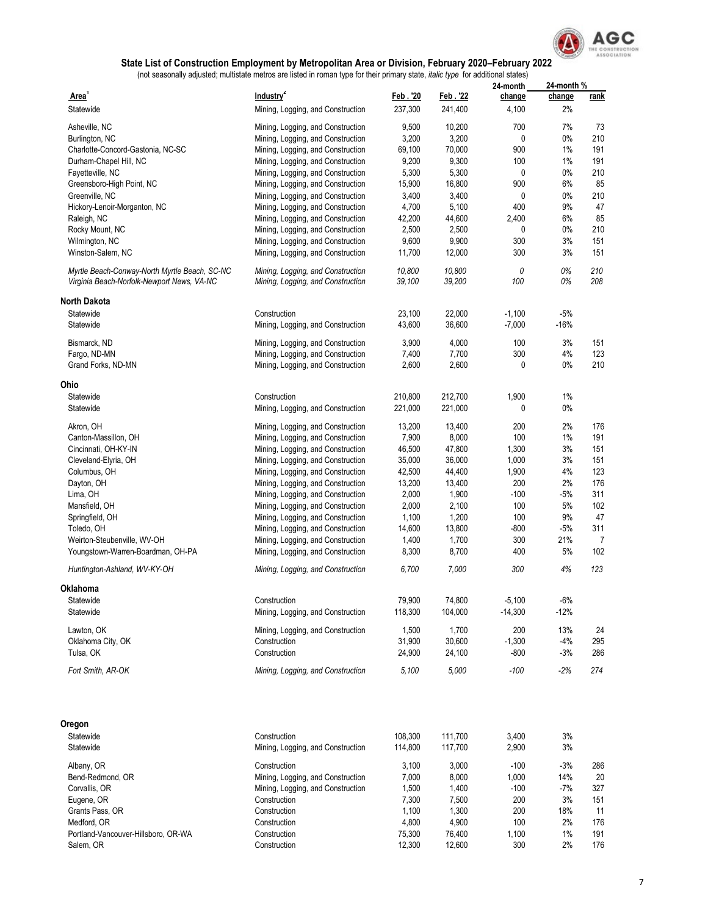## State List of Construction Employment by Metropolitan Area or Division, February 2020–February 2022

(not seasonally adjusted; multistate metros are listed in roman type for their primary state, *italic type* for additional states)

| Area[1] | Industry[2] | Feb . '20 | Feb . '22 | 24-month change | 24-month % change | rank |
|---|---|---|---|---|---|---|
| Statewide | Mining, Logging, and Construction | 237,300 | 241,400 | 4,100 | 2% | |
| Asheville, NC | Mining, Logging, and Construction | 9,500 | 10,200 | 700 | 7% | 73 |
| Burlington, NC | Mining, Logging, and Construction | 3,200 | 3,200 | 0 | 0% | 210 |
| Charlotte-Concord-Gastonia, NC-SC | Mining, Logging, and Construction | 69,100 | 70,000 | 900 | 1% | 191 |
| Durham-Chapel Hill, NC | Mining, Logging, and Construction | 9,200 | 9,300 | 100 | 1% | 191 |
| Fayetteville, NC | Mining, Logging, and Construction | 5,300 | 5,300 | 0 | 0% | 210 |
| Greensboro-High Point, NC | Mining, Logging, and Construction | 15,900 | 16,800 | 900 | 6% | 85 |
| Greenville, NC | Mining, Logging, and Construction | 3,400 | 3,400 | 0 | 0% | 210 |
| Hickory-Lenoir-Morganton, NC | Mining, Logging, and Construction | 4,700 | 5,100 | 400 | 9% | 47 |
| Raleigh, NC | Mining, Logging, and Construction | 42,200 | 44,600 | 2,400 | 6% | 85 |
| Rocky Mount, NC | Mining, Logging, and Construction | 2,500 | 2,500 | 0 | 0% | 210 |
| Wilmington, NC | Mining, Logging, and Construction | 9,600 | 9,900 | 300 | 3% | 151 |
| Winston-Salem, NC | Mining, Logging, and Construction | 11,700 | 12,000 | 300 | 3% | 151 |
| *Myrtle Beach-Conway-North Myrtle Beach, SC-NC* | *Mining, Logging, and Construction* | *10,800* | *10,800* | *0* | *0%* | *210* |
| *Virginia Beach-Norfolk-Newport News, VA-NC* | *Mining, Logging, and Construction* | *39,100* | *39,200* | *100* | *0%* | *208* |
| **North Dakota** | | | | | | |
| Statewide | Construction | 23,100 | 22,000 | -1,100 | -5% | |
| Statewide | Mining, Logging, and Construction | 43,600 | 36,600 | -7,000 | -16% | |
| Bismarck, ND | Mining, Logging, and Construction | 3,900 | 4,000 | 100 | 3% | 151 |
| Fargo, ND-MN | Mining, Logging, and Construction | 7,400 | 7,700 | 300 | 4% | 123 |
| Grand Forks, ND-MN | Mining, Logging, and Construction | 2,600 | 2,600 | 0 | 0% | 210 |
| **Ohio** | | | | | | |
| Statewide | Construction | 210,800 | 212,700 | 1,900 | 1% | |
| Statewide | Mining, Logging, and Construction | 221,000 | 221,000 | 0 | 0% | |
| Akron, OH | Mining, Logging, and Construction | 13,200 | 13,400 | 200 | 2% | 176 |
| Canton-Massillon, OH | Mining, Logging, and Construction | 7,900 | 8,000 | 100 | 1% | 191 |
| Cincinnati, OH-KY-IN | Mining, Logging, and Construction | 46,500 | 47,800 | 1,300 | 3% | 151 |
| Cleveland-Elyria, OH | Mining, Logging, and Construction | 35,000 | 36,000 | 1,000 | 3% | 151 |
| Columbus, OH | Mining, Logging, and Construction | 42,500 | 44,400 | 1,900 | 4% | 123 |
| Dayton, OH | Mining, Logging, and Construction | 13,200 | 13,400 | 200 | 2% | 176 |
| Lima, OH | Mining, Logging, and Construction | 2,000 | 1,900 | -100 | -5% | 311 |
| Mansfield, OH | Mining, Logging, and Construction | 2,000 | 2,100 | 100 | 5% | 102 |
| Springfield, OH | Mining, Logging, and Construction | 1,100 | 1,200 | 100 | 9% | 47 |
| Toledo, OH | Mining, Logging, and Construction | 14,600 | 13,800 | -800 | -5% | 311 |
| Weirton-Steubenville, WV-OH | Mining, Logging, and Construction | 1,400 | 1,700 | 300 | 21% | 7 |
| Youngstown-Warren-Boardman, OH-PA | Mining, Logging, and Construction | 8,300 | 8,700 | 400 | 5% | 102 |
| *Huntington-Ashland, WV-KY-OH* | *Mining, Logging, and Construction* | *6,700* | *7,000* | *300* | *4%* | *123* |
| **Oklahoma** | | | | | | |
| Statewide | Construction | 79,900 | 74,800 | -5,100 | -6% | |
| Statewide | Mining, Logging, and Construction | 118,300 | 104,000 | -14,300 | -12% | |
| Lawton, OK | Mining, Logging, and Construction | 1,500 | 1,700 | 200 | 13% | 24 |
| Oklahoma City, OK | Construction | 31,900 | 30,600 | -1,300 | -4% | 295 |
| Tulsa, OK | Construction | 24,900 | 24,100 | -800 | -3% | 286 |
| *Fort Smith, AR-OK* | *Mining, Logging, and Construction* | *5,100* | *5,000* | *-100* | *-2%* | *274* |
| **Oregon** | | | | | | |
| Statewide | Construction | 108,300 | 111,700 | 3,400 | 3% | |
| Statewide | Mining, Logging, and Construction | 114,800 | 117,700 | 2,900 | 3% | |
| Albany, OR | Construction | 3,100 | 3,000 | -100 | -3% | 286 |
| Bend-Redmond, OR | Mining, Logging, and Construction | 7,000 | 8,000 | 1,000 | 14% | 20 |
| Corvallis, OR | Mining, Logging, and Construction | 1,500 | 1,400 | -100 | -7% | 327 |
| Eugene, OR | Construction | 7,300 | 7,500 | 200 | 3% | 151 |
| Grants Pass, OR | Construction | 1,100 | 1,300 | 200 | 18% | 11 |
| Medford, OR | Construction | 4,800 | 4,900 | 100 | 2% | 176 |
| Portland-Vancouver-Hillsboro, OR-WA | Construction | 75,300 | 76,400 | 1,100 | 1% | 191 |
| Salem, OR | Construction | 12,300 | 12,600 | 300 | 2% | 176 |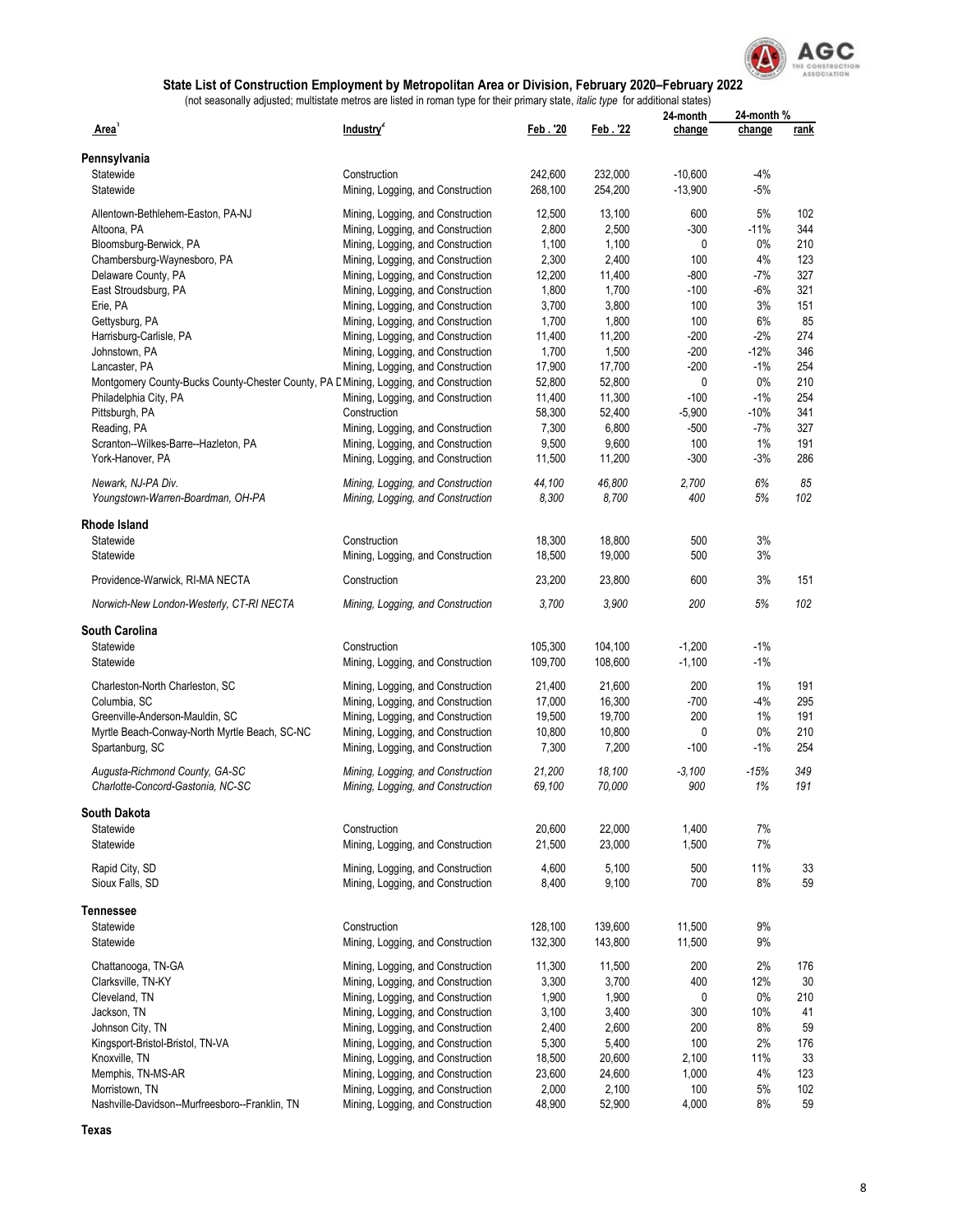### State List of Construction Employment by Metropolitan Area or Division, February 2020–February 2022

(not seasonally adjusted; multistate metros are listed in roman type for their primary state, *italic type* for additional states)

| Area[1] | Industry[2] | Feb . '20 | Feb . '22 | 24-month change | 24-month % change | rank |
|---|---|---|---|---|---|---|
| **Pennsylvania** | | | | | | |
| Statewide | Construction | 242,600 | 232,000 | -10,600 | -4% | |
| Statewide | Mining, Logging, and Construction | 268,100 | 254,200 | -13,900 | -5% | |
| Allentown-Bethlehem-Easton, PA-NJ | Mining, Logging, and Construction | 12,500 | 13,100 | 600 | 5% | 102 |
| Altoona, PA | Mining, Logging, and Construction | 2,800 | 2,500 | -300 | -11% | 344 |
| Bloomsburg-Berwick, PA | Mining, Logging, and Construction | 1,100 | 1,100 | 0 | 0% | 210 |
| Chambersburg-Waynesboro, PA | Mining, Logging, and Construction | 2,300 | 2,400 | 100 | 4% | 123 |
| Delaware County, PA | Mining, Logging, and Construction | 12,200 | 11,400 | -800 | -7% | 327 |
| East Stroudsburg, PA | Mining, Logging, and Construction | 1,800 | 1,700 | -100 | -6% | 321 |
| Erie, PA | Mining, Logging, and Construction | 3,700 | 3,800 | 100 | 3% | 151 |
| Gettysburg, PA | Mining, Logging, and Construction | 1,700 | 1,800 | 100 | 6% | 85 |
| Harrisburg-Carlisle, PA | Mining, Logging, and Construction | 11,400 | 11,200 | -200 | -2% | 274 |
| Johnstown, PA | Mining, Logging, and Construction | 1,700 | 1,500 | -200 | -12% | 346 |
| Lancaster, PA | Mining, Logging, and Construction | 17,900 | 17,700 | -200 | -1% | 254 |
| Montgomery County-Bucks County-Chester County, PA D | Mining, Logging, and Construction | 52,800 | 52,800 | 0 | 0% | 210 |
| Philadelphia City, PA | Mining, Logging, and Construction | 11,400 | 11,300 | -100 | -1% | 254 |
| Pittsburgh, PA | Construction | 58,300 | 52,400 | -5,900 | -10% | 341 |
| Reading, PA | Mining, Logging, and Construction | 7,300 | 6,800 | -500 | -7% | 327 |
| Scranton--Wilkes-Barre--Hazleton, PA | Mining, Logging, and Construction | 9,500 | 9,600 | 100 | 1% | 191 |
| York-Hanover, PA | Mining, Logging, and Construction | 11,500 | 11,200 | -300 | -3% | 286 |
| *Newark, NJ-PA Div.* | *Mining, Logging, and Construction* | *44,100* | *46,800* | *2,700* | *6%* | *85* |
| *Youngstown-Warren-Boardman, OH-PA* | *Mining, Logging, and Construction* | *8,300* | *8,700* | *400* | *5%* | *102* |
| **Rhode Island** | | | | | | |
| Statewide | Construction | 18,300 | 18,800 | 500 | 3% | |
| Statewide | Mining, Logging, and Construction | 18,500 | 19,000 | 500 | 3% | |
| Providence-Warwick, RI-MA NECTA | Construction | 23,200 | 23,800 | 600 | 3% | 151 |
| *Norwich-New London-Westerly, CT-RI NECTA* | *Mining, Logging, and Construction* | *3,700* | *3,900* | *200* | *5%* | *102* |
| **South Carolina** | | | | | | |
| Statewide | Construction | 105,300 | 104,100 | -1,200 | -1% | |
| Statewide | Mining, Logging, and Construction | 109,700 | 108,600 | -1,100 | -1% | |
| Charleston-North Charleston, SC | Mining, Logging, and Construction | 21,400 | 21,600 | 200 | 1% | 191 |
| Columbia, SC | Mining, Logging, and Construction | 17,000 | 16,300 | -700 | -4% | 295 |
| Greenville-Anderson-Mauldin, SC | Mining, Logging, and Construction | 19,500 | 19,700 | 200 | 1% | 191 |
| Myrtle Beach-Conway-North Myrtle Beach, SC-NC | Mining, Logging, and Construction | 10,800 | 10,800 | 0 | 0% | 210 |
| Spartanburg, SC | Mining, Logging, and Construction | 7,300 | 7,200 | -100 | -1% | 254 |
| *Augusta-Richmond County, GA-SC* | *Mining, Logging, and Construction* | *21,200* | *18,100* | *-3,100* | *-15%* | *349* |
| *Charlotte-Concord-Gastonia, NC-SC* | *Mining, Logging, and Construction* | *69,100* | *70,000* | *900* | *1%* | *191* |
| **South Dakota** | | | | | | |
| Statewide | Construction | 20,600 | 22,000 | 1,400 | 7% | |
| Statewide | Mining, Logging, and Construction | 21,500 | 23,000 | 1,500 | 7% | |
| Rapid City, SD | Mining, Logging, and Construction | 4,600 | 5,100 | 500 | 11% | 33 |
| Sioux Falls, SD | Mining, Logging, and Construction | 8,400 | 9,100 | 700 | 8% | 59 |
| **Tennessee** | | | | | | |
| Statewide | Construction | 128,100 | 139,600 | 11,500 | 9% | |
| Statewide | Mining, Logging, and Construction | 132,300 | 143,800 | 11,500 | 9% | |
| Chattanooga, TN-GA | Mining, Logging, and Construction | 11,300 | 11,500 | 200 | 2% | 176 |
| Clarksville, TN-KY | Mining, Logging, and Construction | 3,300 | 3,700 | 400 | 12% | 30 |
| Cleveland, TN | Mining, Logging, and Construction | 1,900 | 1,900 | 0 | 0% | 210 |
| Jackson, TN | Mining, Logging, and Construction | 3,100 | 3,400 | 300 | 10% | 41 |
| Johnson City, TN | Mining, Logging, and Construction | 2,400 | 2,600 | 200 | 8% | 59 |
| Kingsport-Bristol-Bristol, TN-VA | Mining, Logging, and Construction | 5,300 | 5,400 | 100 | 2% | 176 |
| Knoxville, TN | Mining, Logging, and Construction | 18,500 | 20,600 | 2,100 | 11% | 33 |
| Memphis, TN-MS-AR | Mining, Logging, and Construction | 23,600 | 24,600 | 1,000 | 4% | 123 |
| Morristown, TN | Mining, Logging, and Construction | 2,000 | 2,100 | 100 | 5% | 102 |
| Nashville-Davidson--Murfreesboro--Franklin, TN | Mining, Logging, and Construction | 48,900 | 52,900 | 4,000 | 8% | 59 |
| **Texas** | | | | | | |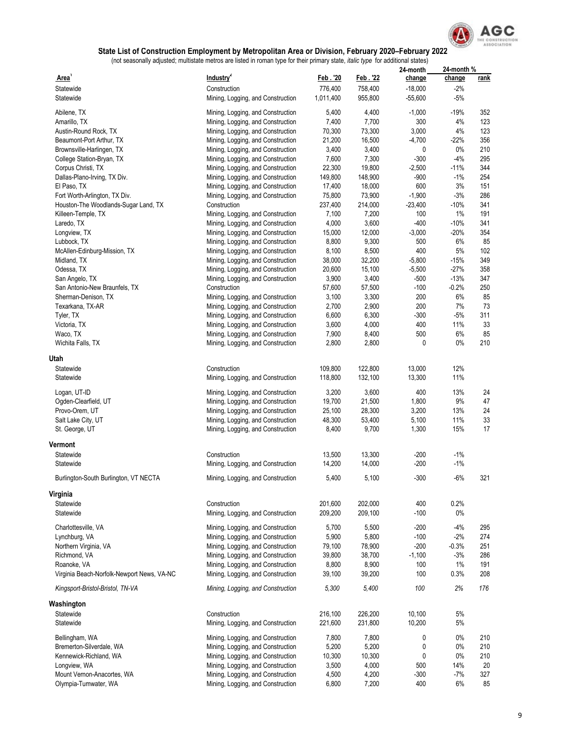### State List of Construction Employment by Metropolitan Area or Division, February 2020–February 2022

(not seasonally adjusted; multistate metros are listed in roman type for their primary state, *italic type* for additional states)

| Area[1] | Industry[2] | Feb . '20 | Feb . '22 | 24-month change | 24-month % change | rank |
|---|---|---|---|---|---|---|
| Statewide | Construction | 776,400 | 758,400 | -18,000 | -2% | |
| Statewide | Mining, Logging, and Construction | 1,011,400 | 955,800 | -55,600 | -5% | |
| Abilene, TX | Mining, Logging, and Construction | 5,400 | 4,400 | -1,000 | -19% | 352 |
| Amarillo, TX | Mining, Logging, and Construction | 7,400 | 7,700 | 300 | 4% | 123 |
| Austin-Round Rock, TX | Mining, Logging, and Construction | 70,300 | 73,300 | 3,000 | 4% | 123 |
| Beaumont-Port Arthur, TX | Mining, Logging, and Construction | 21,200 | 16,500 | -4,700 | -22% | 356 |
| Brownsville-Harlingen, TX | Mining, Logging, and Construction | 3,400 | 3,400 | 0 | 0% | 210 |
| College Station-Bryan, TX | Mining, Logging, and Construction | 7,600 | 7,300 | -300 | -4% | 295 |
| Corpus Christi, TX | Mining, Logging, and Construction | 22,300 | 19,800 | -2,500 | -11% | 344 |
| Dallas-Plano-Irving, TX Div. | Mining, Logging, and Construction | 149,800 | 148,900 | -900 | -1% | 254 |
| El Paso, TX | Mining, Logging, and Construction | 17,400 | 18,000 | 600 | 3% | 151 |
| Fort Worth-Arlington, TX Div. | Mining, Logging, and Construction | 75,800 | 73,900 | -1,900 | -3% | 286 |
| Houston-The Woodlands-Sugar Land, TX | Construction | 237,400 | 214,000 | -23,400 | -10% | 341 |
| Killeen-Temple, TX | Mining, Logging, and Construction | 7,100 | 7,200 | 100 | 1% | 191 |
| Laredo, TX | Mining, Logging, and Construction | 4,000 | 3,600 | -400 | -10% | 341 |
| Longview, TX | Mining, Logging, and Construction | 15,000 | 12,000 | -3,000 | -20% | 354 |
| Lubbock, TX | Mining, Logging, and Construction | 8,800 | 9,300 | 500 | 6% | 85 |
| McAllen-Edinburg-Mission, TX | Mining, Logging, and Construction | 8,100 | 8,500 | 400 | 5% | 102 |
| Midland, TX | Mining, Logging, and Construction | 38,000 | 32,200 | -5,800 | -15% | 349 |
| Odessa, TX | Mining, Logging, and Construction | 20,600 | 15,100 | -5,500 | -27% | 358 |
| San Angelo, TX | Mining, Logging, and Construction | 3,900 | 3,400 | -500 | -13% | 347 |
| San Antonio-New Braunfels, TX | Construction | 57,600 | 57,500 | -100 | -0.2% | 250 |
| Sherman-Denison, TX | Mining, Logging, and Construction | 3,100 | 3,300 | 200 | 6% | 85 |
| Texarkana, TX-AR | Mining, Logging, and Construction | 2,700 | 2,900 | 200 | 7% | 73 |
| Tyler, TX | Mining, Logging, and Construction | 6,600 | 6,300 | -300 | -5% | 311 |
| Victoria, TX | Mining, Logging, and Construction | 3,600 | 4,000 | 400 | 11% | 33 |
| Waco, TX | Mining, Logging, and Construction | 7,900 | 8,400 | 500 | 6% | 85 |
| Wichita Falls, TX | Mining, Logging, and Construction | 2,800 | 2,800 | 0 | 0% | 210 |
| **Utah** | | | | | | |
| Statewide | Construction | 109,800 | 122,800 | 13,000 | 12% | |
| Statewide | Mining, Logging, and Construction | 118,800 | 132,100 | 13,300 | 11% | |
| Logan, UT-ID | Mining, Logging, and Construction | 3,200 | 3,600 | 400 | 13% | 24 |
| Ogden-Clearfield, UT | Mining, Logging, and Construction | 19,700 | 21,500 | 1,800 | 9% | 47 |
| Provo-Orem, UT | Mining, Logging, and Construction | 25,100 | 28,300 | 3,200 | 13% | 24 |
| Salt Lake City, UT | Mining, Logging, and Construction | 48,300 | 53,400 | 5,100 | 11% | 33 |
| St. George, UT | Mining, Logging, and Construction | 8,400 | 9,700 | 1,300 | 15% | 17 |
| **Vermont** | | | | | | |
| Statewide | Construction | 13,500 | 13,300 | -200 | -1% | |
| Statewide | Mining, Logging, and Construction | 14,200 | 14,000 | -200 | -1% | |
| Burlington-South Burlington, VT NECTA | Mining, Logging, and Construction | 5,400 | 5,100 | -300 | -6% | 321 |
| **Virginia** | | | | | | |
| Statewide | Construction | 201,600 | 202,000 | 400 | 0.2% | |
| Statewide | Mining, Logging, and Construction | 209,200 | 209,100 | -100 | 0% | |
| Charlottesville, VA | Mining, Logging, and Construction | 5,700 | 5,500 | -200 | -4% | 295 |
| Lynchburg, VA | Mining, Logging, and Construction | 5,900 | 5,800 | -100 | -2% | 274 |
| Northern Virginia, VA | Mining, Logging, and Construction | 79,100 | 78,900 | -200 | -0.3% | 251 |
| Richmond, VA | Mining, Logging, and Construction | 39,800 | 38,700 | -1,100 | -3% | 286 |
| Roanoke, VA | Mining, Logging, and Construction | 8,800 | 8,900 | 100 | 1% | 191 |
| Virginia Beach-Norfolk-Newport News, VA-NC | Mining, Logging, and Construction | 39,100 | 39,200 | 100 | 0.3% | 208 |
| *Kingsport-Bristol-Bristol, TN-VA* | *Mining, Logging, and Construction* | *5,300* | *5,400* | *100* | *2%* | *176* |
| **Washington** | | | | | | |
| Statewide | Construction | 216,100 | 226,200 | 10,100 | 5% | |
| Statewide | Mining, Logging, and Construction | 221,600 | 231,800 | 10,200 | 5% | |
| Bellingham, WA | Mining, Logging, and Construction | 7,800 | 7,800 | 0 | 0% | 210 |
| Bremerton-Silverdale, WA | Mining, Logging, and Construction | 5,200 | 5,200 | 0 | 0% | 210 |
| Kennewick-Richland, WA | Mining, Logging, and Construction | 10,300 | 10,300 | 0 | 0% | 210 |
| Longview, WA | Mining, Logging, and Construction | 3,500 | 4,000 | 500 | 14% | 20 |
| Mount Vernon-Anacortes, WA | Mining, Logging, and Construction | 4,500 | 4,200 | -300 | -7% | 327 |
| Olympia-Tumwater, WA | Mining, Logging, and Construction | 6,800 | 7,200 | 400 | 6% | 85 |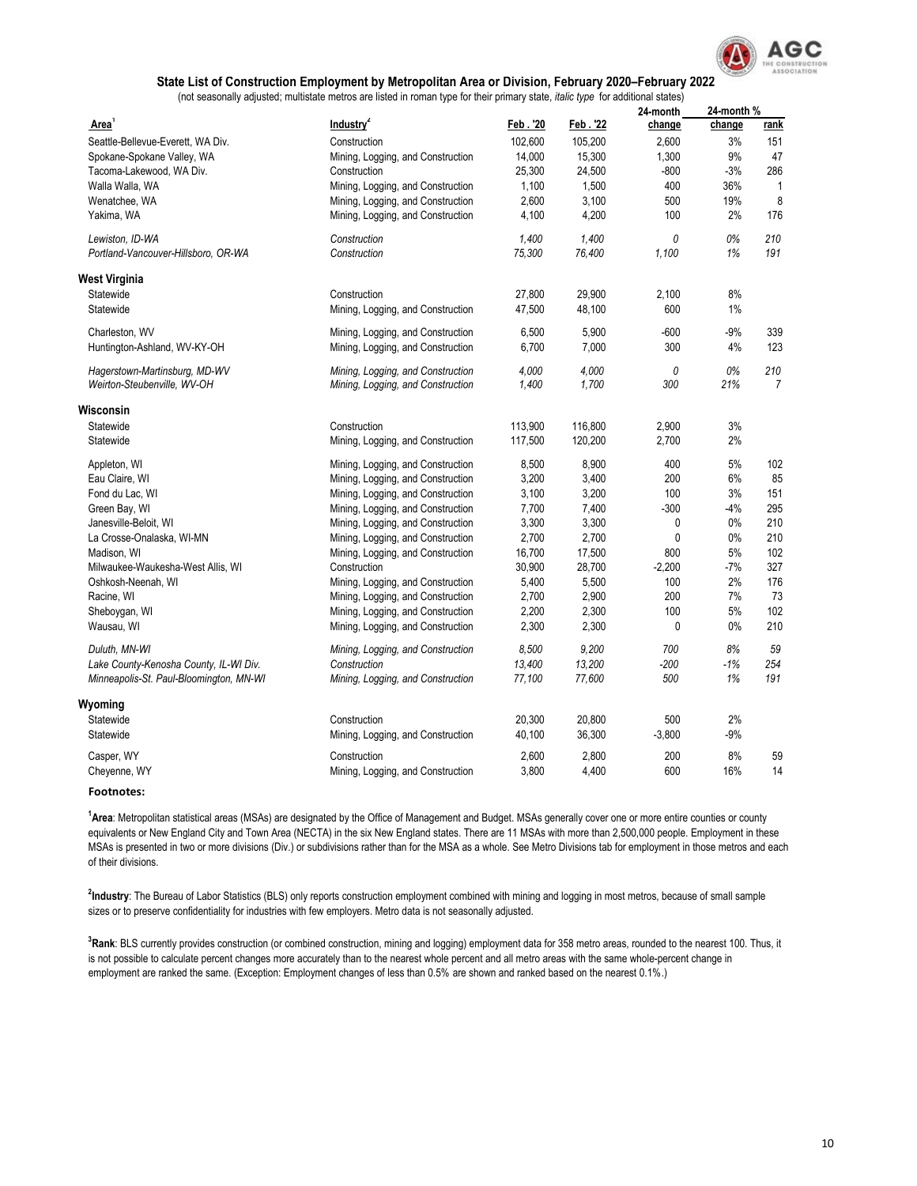## State List of Construction Employment by Metropolitan Area or Division, February 2020–February 2022

(not seasonally adjusted; multistate metros are listed in roman type for their primary state, *italic type* for additional states)

| Area[1] | Industry[2] | Feb . '20 | Feb . '22 | 24-month change | 24-month % change | rank |
|---|---|---|---|---|---|---|
| Seattle-Bellevue-Everett, WA Div. | Construction | 102,600 | 105,200 | 2,600 | 3% | 151 |
| Spokane-Spokane Valley, WA | Mining, Logging, and Construction | 14,000 | 15,300 | 1,300 | 9% | 47 |
| Tacoma-Lakewood, WA Div. | Construction | 25,300 | 24,500 | -800 | -3% | 286 |
| Walla Walla, WA | Mining, Logging, and Construction | 1,100 | 1,500 | 400 | 36% | 1 |
| Wenatchee, WA | Mining, Logging, and Construction | 2,600 | 3,100 | 500 | 19% | 8 |
| Yakima, WA | Mining, Logging, and Construction | 4,100 | 4,200 | 100 | 2% | 176 |
| *Lewiston, ID-WA* | *Construction* | *1,400* | *1,400* | *0* | *0%* | *210* |
| *Portland-Vancouver-Hillsboro, OR-WA* | *Construction* | *75,300* | *76,400* | *1,100* | *1%* | *191* |
| **West Virginia** | | | | | | |
| Statewide | Construction | 27,800 | 29,900 | 2,100 | 8% | |
| Statewide | Mining, Logging, and Construction | 47,500 | 48,100 | 600 | 1% | |
| Charleston, WV | Mining, Logging, and Construction | 6,500 | 5,900 | -600 | -9% | 339 |
| Huntington-Ashland, WV-KY-OH | Mining, Logging, and Construction | 6,700 | 7,000 | 300 | 4% | 123 |
| *Hagerstown-Martinsburg, MD-WV* | *Mining, Logging, and Construction* | *4,000* | *4,000* | *0* | *0%* | *210* |
| *Weirton-Steubenville, WV-OH* | *Mining, Logging, and Construction* | *1,400* | *1,700* | *300* | *21%* | *7* |
| **Wisconsin** | | | | | | |
| Statewide | Construction | 113,900 | 116,800 | 2,900 | 3% | |
| Statewide | Mining, Logging, and Construction | 117,500 | 120,200 | 2,700 | 2% | |
| Appleton, WI | Mining, Logging, and Construction | 8,500 | 8,900 | 400 | 5% | 102 |
| Eau Claire, WI | Mining, Logging, and Construction | 3,200 | 3,400 | 200 | 6% | 85 |
| Fond du Lac, WI | Mining, Logging, and Construction | 3,100 | 3,200 | 100 | 3% | 151 |
| Green Bay, WI | Mining, Logging, and Construction | 7,700 | 7,400 | -300 | -4% | 295 |
| Janesville-Beloit, WI | Mining, Logging, and Construction | 3,300 | 3,300 | 0 | 0% | 210 |
| La Crosse-Onalaska, WI-MN | Mining, Logging, and Construction | 2,700 | 2,700 | 0 | 0% | 210 |
| Madison, WI | Mining, Logging, and Construction | 16,700 | 17,500 | 800 | 5% | 102 |
| Milwaukee-Waukesha-West Allis, WI | Construction | 30,900 | 28,700 | -2,200 | -7% | 327 |
| Oshkosh-Neenah, WI | Mining, Logging, and Construction | 5,400 | 5,500 | 100 | 2% | 176 |
| Racine, WI | Mining, Logging, and Construction | 2,700 | 2,900 | 200 | 7% | 73 |
| Sheboygan, WI | Mining, Logging, and Construction | 2,200 | 2,300 | 100 | 5% | 102 |
| Wausau, WI | Mining, Logging, and Construction | 2,300 | 2,300 | 0 | 0% | 210 |
| *Duluth, MN-WI* | *Mining, Logging, and Construction* | *8,500* | *9,200* | *700* | *8%* | *59* |
| *Lake County-Kenosha County, IL-WI Div.* | *Construction* | *13,400* | *13,200* | *-200* | *-1%* | *254* |
| *Minneapolis-St. Paul-Bloomington, MN-WI* | *Mining, Logging, and Construction* | *77,100* | *77,600* | *500* | *1%* | *191* |
| **Wyoming** | | | | | | |
| Statewide | Construction | 20,300 | 20,800 | 500 | 2% | |
| Statewide | Mining, Logging, and Construction | 40,100 | 36,300 | -3,800 | -9% | |
| Casper, WY | Construction | 2,600 | 2,800 | 200 | 8% | 59 |
| Cheyenne, WY | Mining, Logging, and Construction | 3,800 | 4,400 | 600 | 16% | 14 |

**Footnotes:**

[1]**Area**: Metropolitan statistical areas (MSAs) are designated by the Office of Management and Budget. MSAs generally cover one or more entire counties or county equivalents or New England City and Town Area (NECTA) in the six New England states. There are 11 MSAs with more than 2,500,000 people. Employment in these MSAs is presented in two or more divisions (Div.) or subdivisions rather than for the MSA as a whole. See Metro Divisions tab for employment in those metros and each of their divisions.

[2]**Industry**: The Bureau of Labor Statistics (BLS) only reports construction employment combined with mining and logging in most metros, because of small sample sizes or to preserve confidentiality for industries with few employers. Metro data is not seasonally adjusted.

[3]**Rank**: BLS currently provides construction (or combined construction, mining and logging) employment data for 358 metro areas, rounded to the nearest 100. Thus, it is not possible to calculate percent changes more accurately than to the nearest whole percent and all metro areas with the same whole-percent change in employment are ranked the same. (Exception: Employment changes of less than 0.5% are shown and ranked based on the nearest 0.1%.)